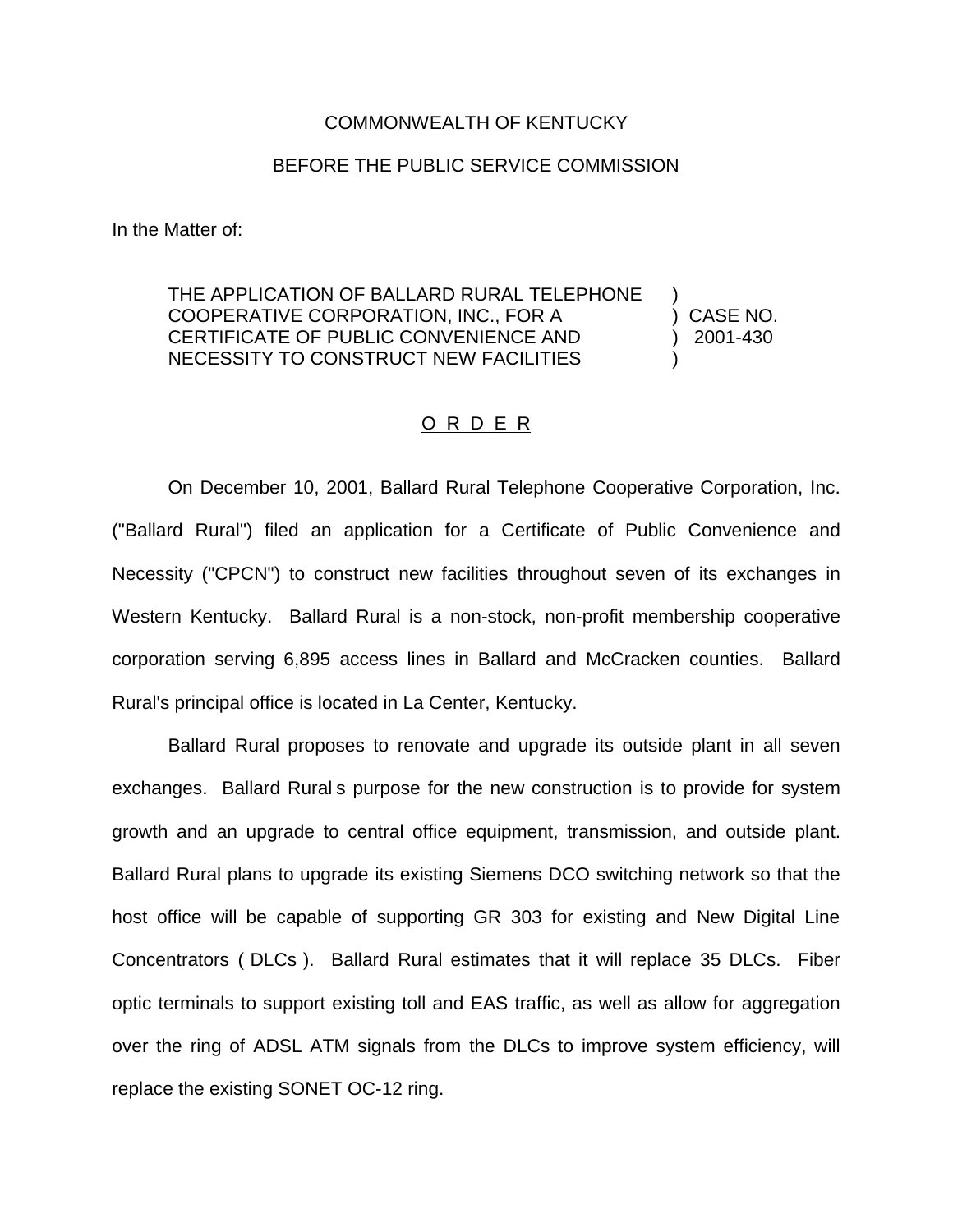COMMONWEALTH OF KENTUCKY

BEFORE THE PUBLIC SERVICE COMMISSION

In the Matter of:

THE APPLICATION OF BALLARD RURAL TELEPHONE COOPERATIVE CORPORATION, INC., FOR A CERTIFICATE OF PUBLIC CONVENIENCE AND NECESSITY TO CONSTRUCT NEW FACILITIES ) CASE NO. 2001-430

O R D E R

On December 10, 2001, Ballard Rural Telephone Cooperative Corporation, Inc. ("Ballard Rural") filed an application for a Certificate of Public Convenience and Necessity ("CPCN") to construct new facilities throughout seven of its exchanges in Western Kentucky. Ballard Rural is a non-stock, non-profit membership cooperative corporation serving 6,895 access lines in Ballard and McCracken counties. Ballard Rural's principal office is located in La Center, Kentucky.

Ballard Rural proposes to renovate and upgrade its outside plant in all seven exchanges. Ballard Rural s purpose for the new construction is to provide for system growth and an upgrade to central office equipment, transmission, and outside plant. Ballard Rural plans to upgrade its existing Siemens DCO switching network so that the host office will be capable of supporting GR 303 for existing and New Digital Line Concentrators ( DLCs ). Ballard Rural estimates that it will replace 35 DLCs. Fiber optic terminals to support existing toll and EAS traffic, as well as allow for aggregation over the ring of ADSL ATM signals from the DLCs to improve system efficiency, will replace the existing SONET OC-12 ring.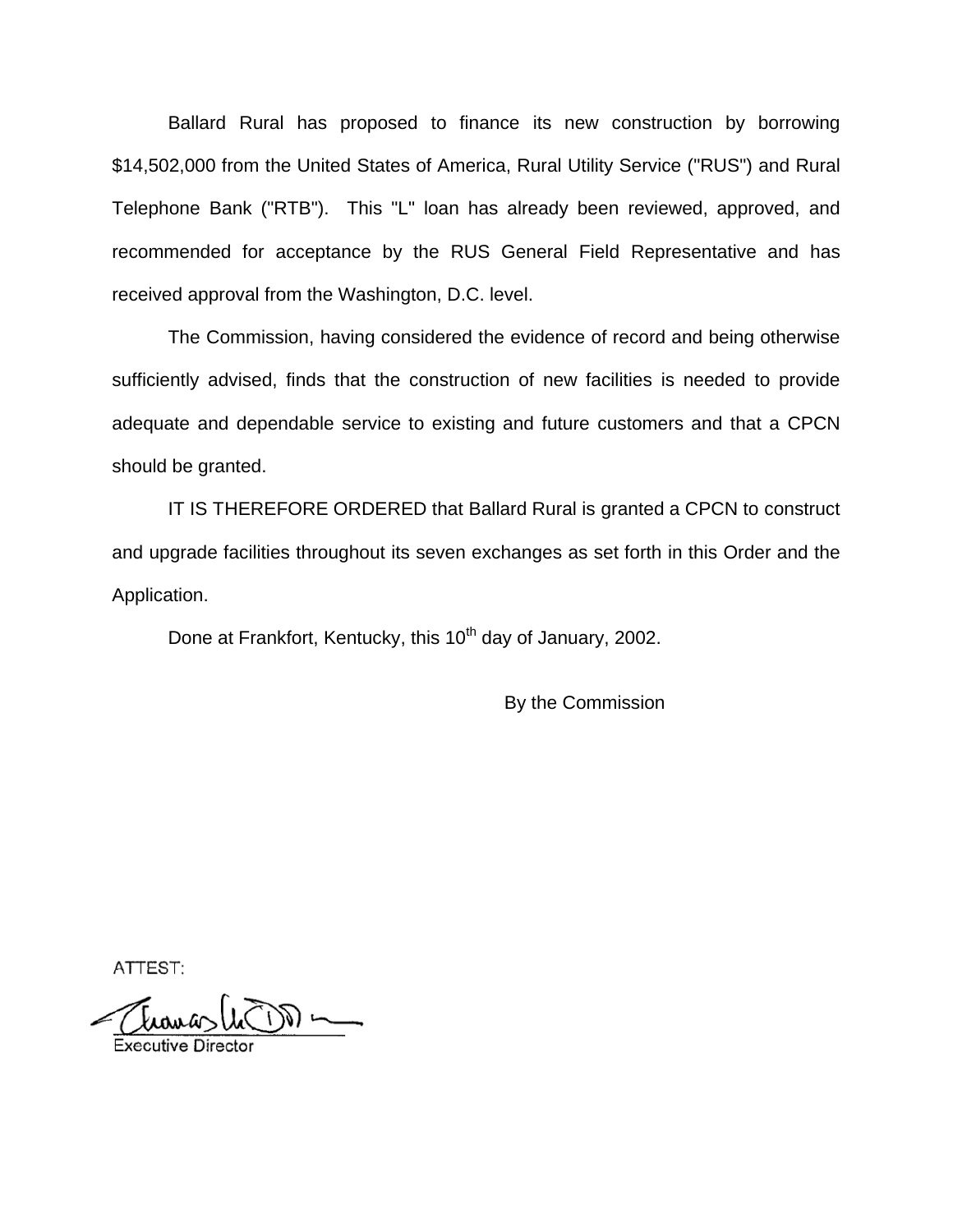Ballard Rural has proposed to finance its new construction by borrowing $14,502,000 from the United States of America, Rural Utility Service ("RUS") and Rural Telephone Bank ("RTB"). This "L" loan has already been reviewed, approved, and recommended for acceptance by the RUS General Field Representative and has received approval from the Washington, D.C. level.

The Commission, having considered the evidence of record and being otherwise sufficiently advised, finds that the construction of new facilities is needed to provide adequate and dependable service to existing and future customers and that a CPCN should be granted.

IT IS THEREFORE ORDERED that Ballard Rural is granted a CPCN to construct and upgrade facilities throughout its seven exchanges as set forth in this Order and the Application.

Done at Frankfort, Kentucky, this 10th day of January, 2002.

By the Commission

ATTEST:

Executive Director